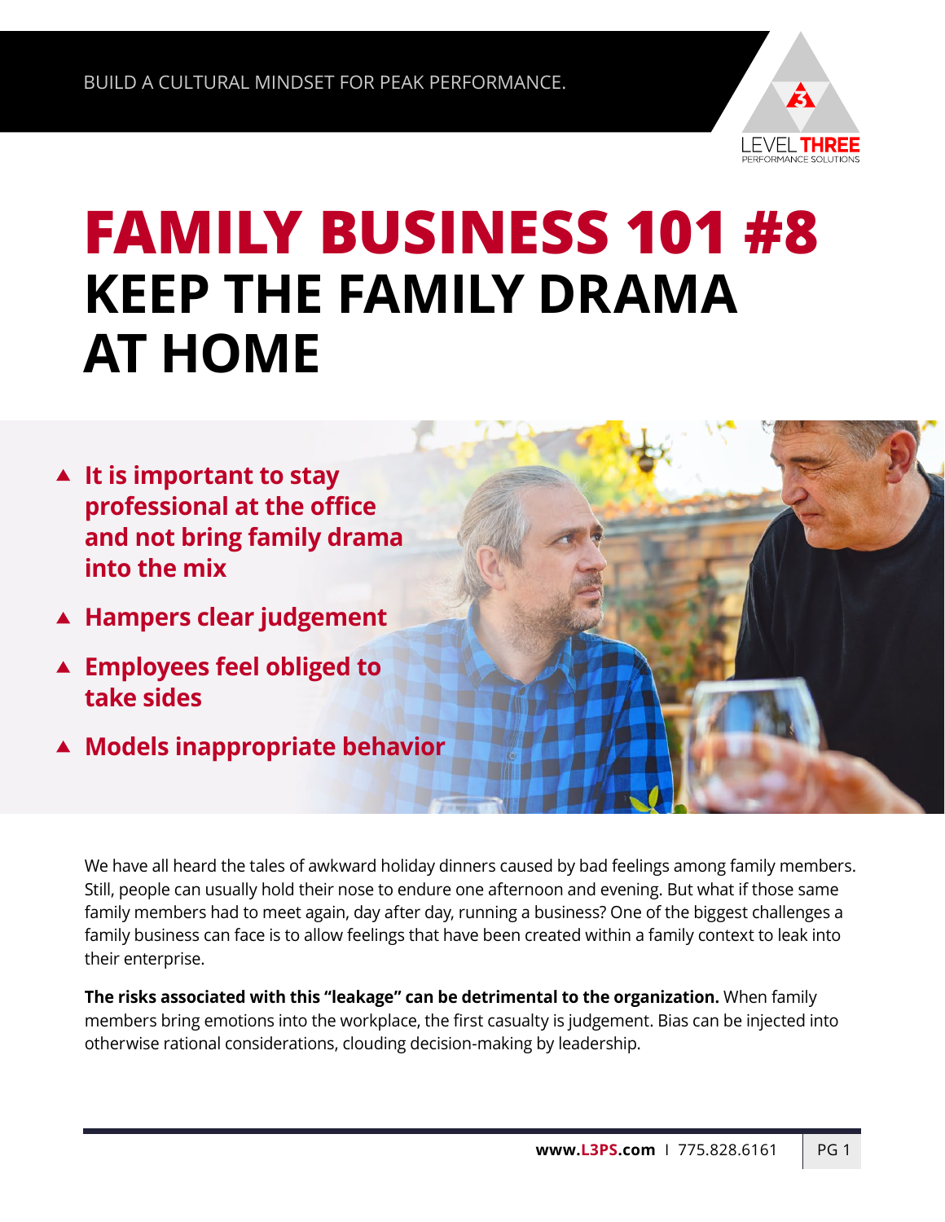BUILD A CULTURAL MINDSET FOR PEAK PERFORMANCE.

# FAMILY BUSINESS 101 #8
## KEEP THE FAMILY DRAMA AT HOME

- **It is important to stay professional at the office and not bring family drama into the mix**
- **Hampers clear judgement**
- **Employees feel obliged to take sides**
- **Models inappropriate behavior**

We have all heard the tales of awkward holiday dinners caused by bad feelings among family members. Still, people can usually hold their nose to endure one afternoon and evening. But what if those same family members had to meet again, day after day, running a business? One of the biggest challenges a family business can face is to allow feelings that have been created within a family context to leak into their enterprise.

**The risks associated with this "leakage" can be detrimental to the organization.** When family members bring emotions into the workplace, the first casualty is judgement. Bias can be injected into otherwise rational considerations, clouding decision-making by leadership.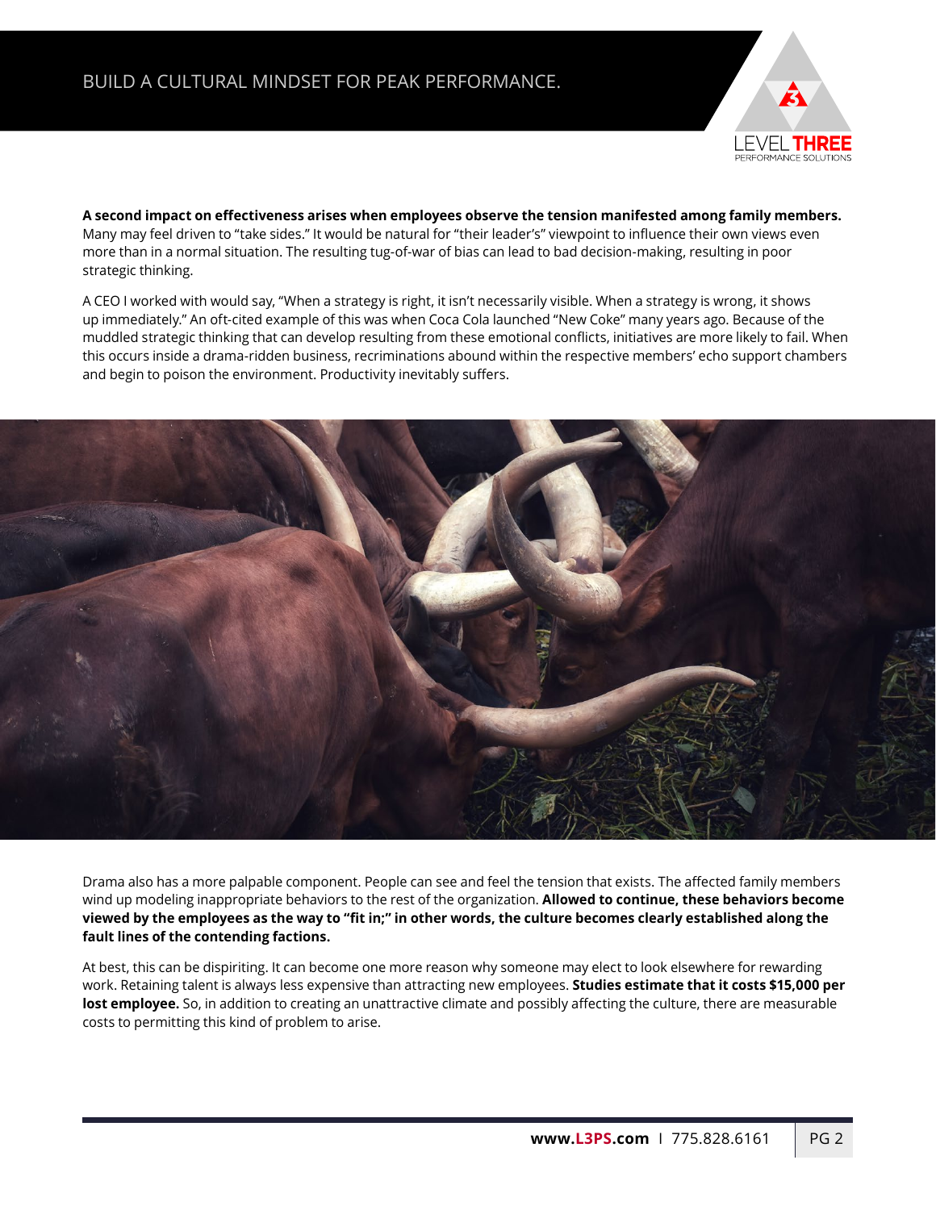**A second impact on effectiveness arises when employees observe the tension manifested among family members.** Many may feel driven to "take sides." It would be natural for "their leader's" viewpoint to influence their own views even more than in a normal situation. The resulting tug-of-war of bias can lead to bad decision-making, resulting in poor strategic thinking.

A CEO I worked with would say, "When a strategy is right, it isn't necessarily visible. When a strategy is wrong, it shows up immediately." An oft-cited example of this was when Coca Cola launched "New Coke" many years ago. Because of the muddled strategic thinking that can develop resulting from these emotional conflicts, initiatives are more likely to fail. When this occurs inside a drama-ridden business, recriminations abound within the respective members' echo support chambers and begin to poison the environment. Productivity inevitably suffers.

Drama also has a more palpable component. People can see and feel the tension that exists. The affected family members wind up modeling inappropriate behaviors to the rest of the organization. **Allowed to continue, these behaviors become viewed by the employees as the way to "fit in;" in other words, the culture becomes clearly established along the fault lines of the contending factions.**

At best, this can be dispiriting. It can become one more reason why someone may elect to look elsewhere for rewarding work. Retaining talent is always less expensive than attracting new employees. **Studies estimate that it costs $15,000 per lost employee.** So, in addition to creating an unattractive climate and possibly affecting the culture, there are measurable costs to permitting this kind of problem to arise.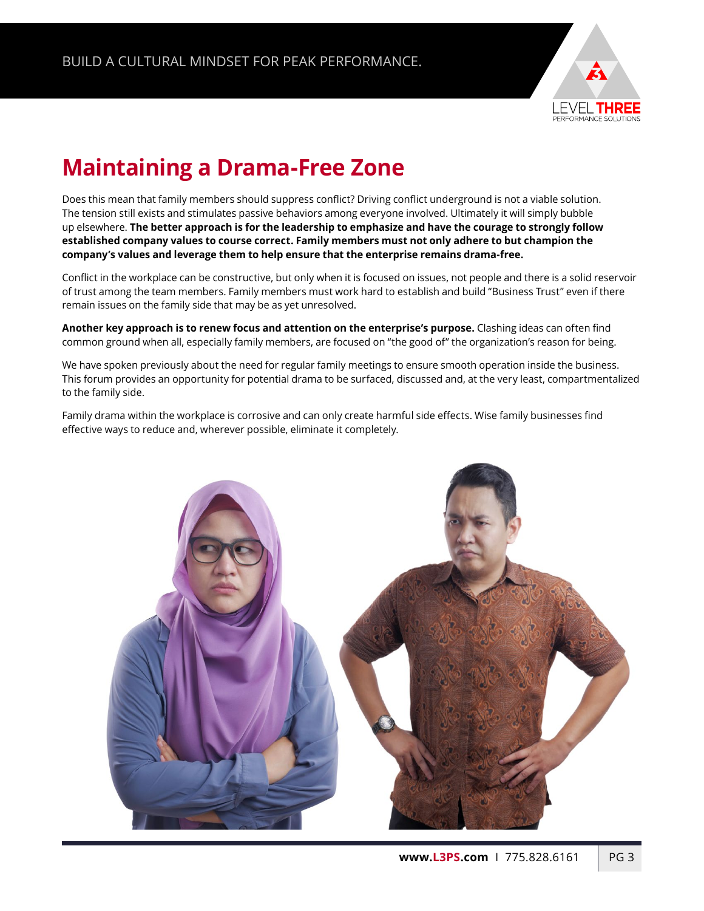# Maintaining a Drama-Free Zone

Does this mean that family members should suppress conflict? Driving conflict underground is not a viable solution. The tension still exists and stimulates passive behaviors among everyone involved. Ultimately it will simply bubble up elsewhere. **The better approach is for the leadership to emphasize and have the courage to strongly follow established company values to course correct. Family members must not only adhere to but champion the company's values and leverage them to help ensure that the enterprise remains drama-free.**

Conflict in the workplace can be constructive, but only when it is focused on issues, not people and there is a solid reservoir of trust among the team members. Family members must work hard to establish and build "Business Trust" even if there remain issues on the family side that may be as yet unresolved.

**Another key approach is to renew focus and attention on the enterprise's purpose.** Clashing ideas can often find common ground when all, especially family members, are focused on "the good of" the organization's reason for being.

We have spoken previously about the need for regular family meetings to ensure smooth operation inside the business. This forum provides an opportunity for potential drama to be surfaced, discussed and, at the very least, compartmentalized to the family side.

Family drama within the workplace is corrosive and can only create harmful side effects. Wise family businesses find effective ways to reduce and, wherever possible, eliminate it completely.